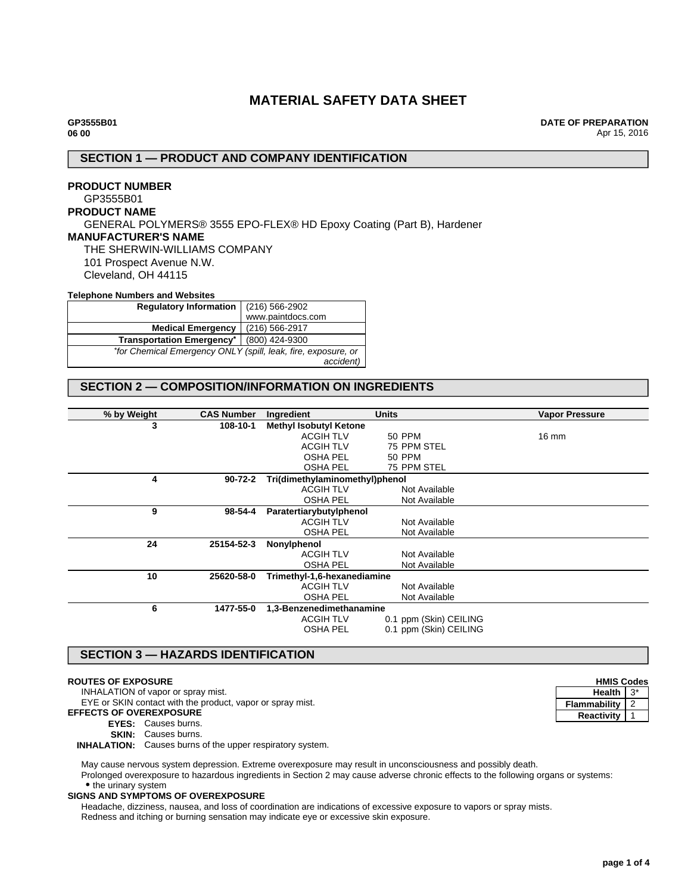# MATERIAL SAFETY DATA SHEET

**GP3555B01**
**06 00**

**DATE OF PREPARATION**
Apr 15, 2016

## SECTION 1 — PRODUCT AND COMPANY IDENTIFICATION

**PRODUCT NUMBER**
GP3555B01

**PRODUCT NAME**
GENERAL POLYMERS® 3555 EPO-FLEX® HD Epoxy Coating (Part B), Hardener

**MANUFACTURER'S NAME**
THE SHERWIN-WILLIAMS COMPANY
101 Prospect Avenue N.W.
Cleveland, OH 44115

**Telephone Numbers and Websites**

| | |
|---|---|
| **Regulatory Information** | (216) 566-2902<br>www.paintdocs.com |
| **Medical Emergency** | (216) 566-2917 |
| **Transportation Emergency*** | (800) 424-9300 |
| *\*for Chemical Emergency ONLY (spill, leak, fire, exposure, or accident)* | |

## SECTION 2 — COMPOSITION/INFORMATION ON INGREDIENTS

| % by Weight | CAS Number | Ingredient | Units | Vapor Pressure |
|---|---|---|---|---|
| 3 | 108-10-1 | **Methyl Isobutyl Ketone** | | |
| | | ACGIH TLV | 50 PPM | 16 mm |
| | | ACGIH TLV | 75 PPM STEL | |
| | | OSHA PEL | 50 PPM | |
| | | OSHA PEL | 75 PPM STEL | |
| 4 | 90-72-2 | **Tri(dimethylaminomethyl)phenol** | | |
| | | ACGIH TLV | Not Available | |
| | | OSHA PEL | Not Available | |
| 9 | 98-54-4 | **Paratertiarybutylphenol** | | |
| | | ACGIH TLV | Not Available | |
| | | OSHA PEL | Not Available | |
| 24 | 25154-52-3 | **Nonylphenol** | | |
| | | ACGIH TLV | Not Available | |
| | | OSHA PEL | Not Available | |
| 10 | 25620-58-0 | **Trimethyl-1,6-hexanediamine** | | |
| | | ACGIH TLV | Not Available | |
| | | OSHA PEL | Not Available | |
| 6 | 1477-55-0 | **1,3-Benzenedimethanamine** | | |
| | | ACGIH TLV | 0.1 ppm (Skin) CEILING | |
| | | OSHA PEL | 0.1 ppm (Skin) CEILING | |

## SECTION 3 — HAZARDS IDENTIFICATION

**HMIS Codes**

| | |
|---|---|
| **Health** | 3* |
| **Flammability** | 2 |
| **Reactivity** | 1 |

**ROUTES OF EXPOSURE**
INHALATION of vapor or spray mist.
EYE or SKIN contact with the product, vapor or spray mist.

**EFFECTS OF OVEREXPOSURE**
**EYES:** Causes burns.
**SKIN:** Causes burns.
**INHALATION:** Causes burns of the upper respiratory system.

May cause nervous system depression. Extreme overexposure may result in unconsciousness and possibly death.
Prolonged overexposure to hazardous ingredients in Section 2 may cause adverse chronic effects to the following organs or systems:
- the urinary system

**SIGNS AND SYMPTOMS OF OVEREXPOSURE**
Headache, dizziness, nausea, and loss of coordination are indications of excessive exposure to vapors or spray mists.
Redness and itching or burning sensation may indicate eye or excessive skin exposure.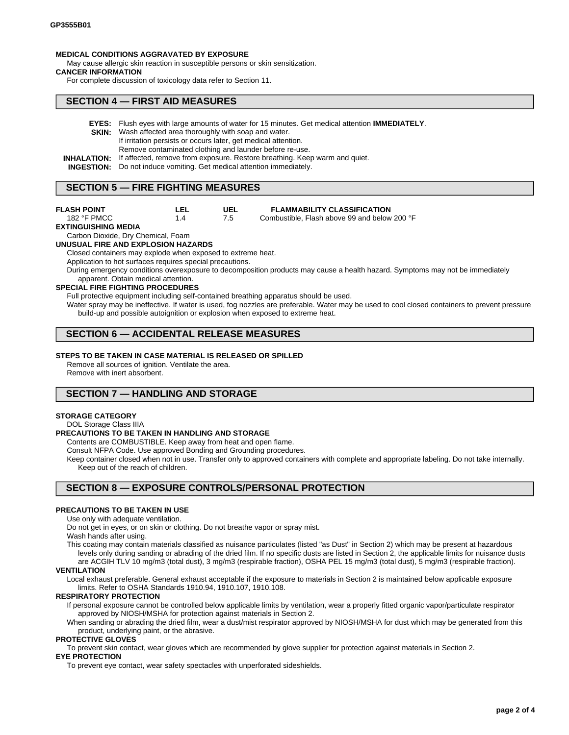**MEDICAL CONDITIONS AGGRAVATED BY EXPOSURE**

May cause allergic skin reaction in susceptible persons or skin sensitization.

**CANCER INFORMATION**

For complete discussion of toxicology data refer to Section 11.

## SECTION 4 — FIRST AID MEASURES

**EYES:** Flush eyes with large amounts of water for 15 minutes. Get medical attention **IMMEDIATELY**.

**SKIN:** Wash affected area thoroughly with soap and water.
If irritation persists or occurs later, get medical attention.
Remove contaminated clothing and launder before re-use.

**INHALATION:** If affected, remove from exposure. Restore breathing. Keep warm and quiet.

**INGESTION:** Do not induce vomiting. Get medical attention immediately.

## SECTION 5 — FIRE FIGHTING MEASURES

| FLASH POINT | LEL | UEL | FLAMMABILITY CLASSIFICATION |
|---|---|---|---|
| 182 °F PMCC | 1.4 | 7.5 | Combustible, Flash above 99 and below 200 °F |

**EXTINGUISHING MEDIA**

Carbon Dioxide, Dry Chemical, Foam

**UNUSUAL FIRE AND EXPLOSION HAZARDS**

Closed containers may explode when exposed to extreme heat.

Application to hot surfaces requires special precautions.

During emergency conditions overexposure to decomposition products may cause a health hazard. Symptoms may not be immediately apparent. Obtain medical attention.

**SPECIAL FIRE FIGHTING PROCEDURES**

Full protective equipment including self-contained breathing apparatus should be used.

Water spray may be ineffective. If water is used, fog nozzles are preferable. Water may be used to cool closed containers to prevent pressure build-up and possible autoignition or explosion when exposed to extreme heat.

## SECTION 6 — ACCIDENTAL RELEASE MEASURES

**STEPS TO BE TAKEN IN CASE MATERIAL IS RELEASED OR SPILLED**

Remove all sources of ignition. Ventilate the area.

Remove with inert absorbent.

## SECTION 7 — HANDLING AND STORAGE

**STORAGE CATEGORY**

DOL Storage Class IIIA

**PRECAUTIONS TO BE TAKEN IN HANDLING AND STORAGE**

Contents are COMBUSTIBLE. Keep away from heat and open flame.

Consult NFPA Code. Use approved Bonding and Grounding procedures.

Keep container closed when not in use. Transfer only to approved containers with complete and appropriate labeling. Do not take internally. Keep out of the reach of children.

## SECTION 8 — EXPOSURE CONTROLS/PERSONAL PROTECTION

**PRECAUTIONS TO BE TAKEN IN USE**

Use only with adequate ventilation.

Do not get in eyes, or on skin or clothing. Do not breathe vapor or spray mist.

Wash hands after using.

This coating may contain materials classified as nuisance particulates (listed "as Dust" in Section 2) which may be present at hazardous levels only during sanding or abrading of the dried film. If no specific dusts are listed in Section 2, the applicable limits for nuisance dusts are ACGIH TLV 10 mg/m3 (total dust), 3 mg/m3 (respirable fraction), OSHA PEL 15 mg/m3 (total dust), 5 mg/m3 (respirable fraction).

**VENTILATION**

Local exhaust preferable. General exhaust acceptable if the exposure to materials in Section 2 is maintained below applicable exposure limits. Refer to OSHA Standards 1910.94, 1910.107, 1910.108.

**RESPIRATORY PROTECTION**

If personal exposure cannot be controlled below applicable limits by ventilation, wear a properly fitted organic vapor/particulate respirator approved by NIOSH/MSHA for protection against materials in Section 2.

When sanding or abrading the dried film, wear a dust/mist respirator approved by NIOSH/MSHA for dust which may be generated from this product, underlying paint, or the abrasive.

**PROTECTIVE GLOVES**

To prevent skin contact, wear gloves which are recommended by glove supplier for protection against materials in Section 2.

**EYE PROTECTION**

To prevent eye contact, wear safety spectacles with unperforated sideshields.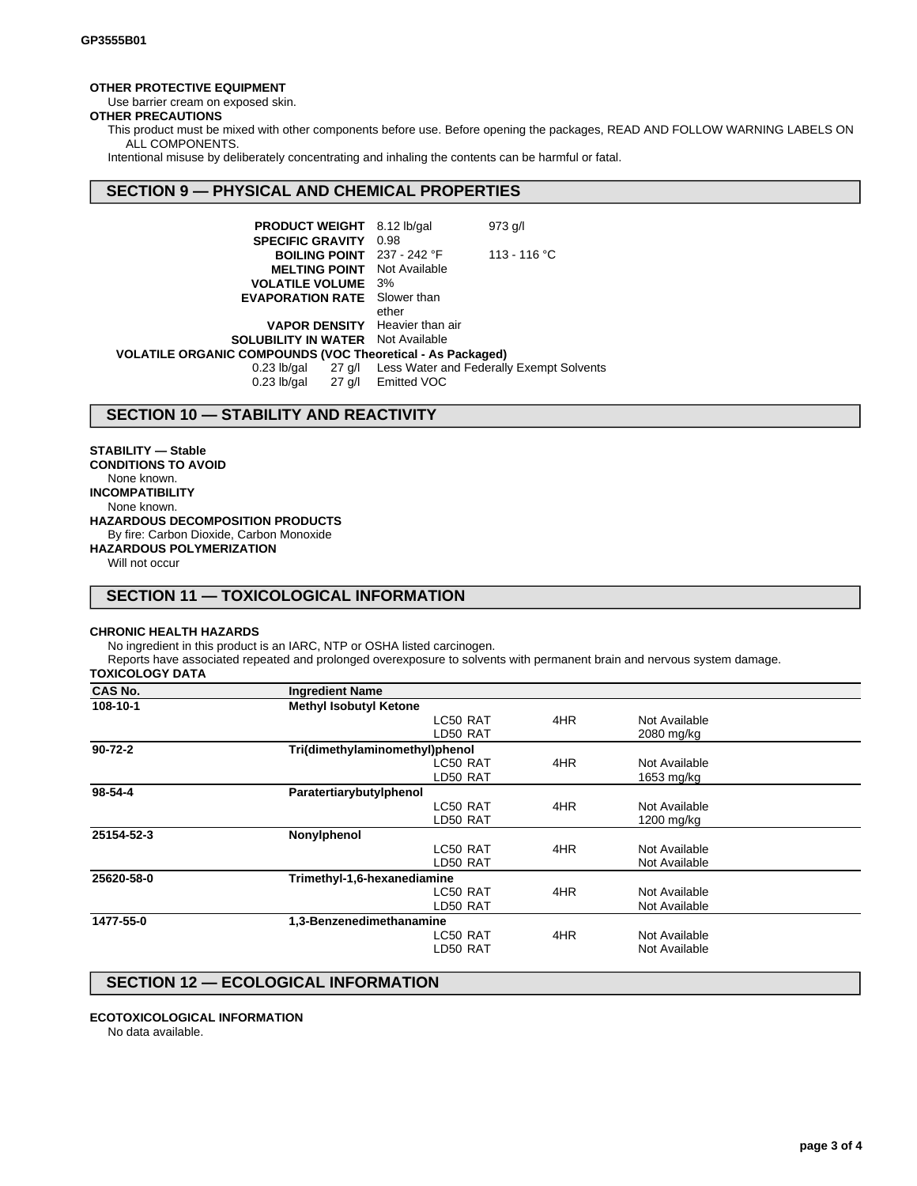**OTHER PROTECTIVE EQUIPMENT**

Use barrier cream on exposed skin.

**OTHER PRECAUTIONS**

This product must be mixed with other components before use. Before opening the packages, READ AND FOLLOW WARNING LABELS ON ALL COMPONENTS.

Intentional misuse by deliberately concentrating and inhaling the contents can be harmful or fatal.

## SECTION 9 — PHYSICAL AND CHEMICAL PROPERTIES

| | | |
|---|---|---|
| **PRODUCT WEIGHT** | 8.12 lb/gal | 973 g/l |
| **SPECIFIC GRAVITY** | 0.98 | |
| **BOILING POINT** | 237 - 242 °F | 113 - 116 °C |
| **MELTING POINT** | Not Available | |
| **VOLATILE VOLUME** | 3% | |
| **EVAPORATION RATE** | Slower than ether | |
| **VAPOR DENSITY** | Heavier than air | |
| **SOLUBILITY IN WATER** | Not Available | |

**VOLATILE ORGANIC COMPOUNDS (VOC Theoretical - As Packaged)**

| | | |
|---|---|---|
| 0.23 lb/gal | 27 g/l | Less Water and Federally Exempt Solvents |
| 0.23 lb/gal | 27 g/l | Emitted VOC |

## SECTION 10 — STABILITY AND REACTIVITY

**STABILITY — Stable**

**CONDITIONS TO AVOID**

None known.

**INCOMPATIBILITY**

None known.

**HAZARDOUS DECOMPOSITION PRODUCTS**

By fire: Carbon Dioxide, Carbon Monoxide

**HAZARDOUS POLYMERIZATION**

Will not occur

## SECTION 11 — TOXICOLOGICAL INFORMATION

**CHRONIC HEALTH HAZARDS**

No ingredient in this product is an IARC, NTP or OSHA listed carcinogen.

Reports have associated repeated and prolonged overexposure to solvents with permanent brain and nervous system damage.

**TOXICOLOGY DATA**

| CAS No. | Ingredient Name | | | |
|---|---|---|---|---|
| **108-10-1** | **Methyl Isobutyl Ketone** | | | |
| | | LC50 RAT | 4HR | Not Available |
| | | LD50 RAT | | 2080 mg/kg |
| **90-72-2** | **Tri(dimethylaminomethyl)phenol** | | | |
| | | LC50 RAT | 4HR | Not Available |
| | | LD50 RAT | | 1653 mg/kg |
| **98-54-4** | **Paratertiarybutylphenol** | | | |
| | | LC50 RAT | 4HR | Not Available |
| | | LD50 RAT | | 1200 mg/kg |
| **25154-52-3** | **Nonylphenol** | | | |
| | | LC50 RAT | 4HR | Not Available |
| | | LD50 RAT | | Not Available |
| **25620-58-0** | **Trimethyl-1,6-hexanediamine** | | | |
| | | LC50 RAT | 4HR | Not Available |
| | | LD50 RAT | | Not Available |
| **1477-55-0** | **1,3-Benzenedimethanamine** | | | |
| | | LC50 RAT | 4HR | Not Available |
| | | LD50 RAT | | Not Available |

## SECTION 12 — ECOLOGICAL INFORMATION

**ECOTOXICOLOGICAL INFORMATION**

No data available.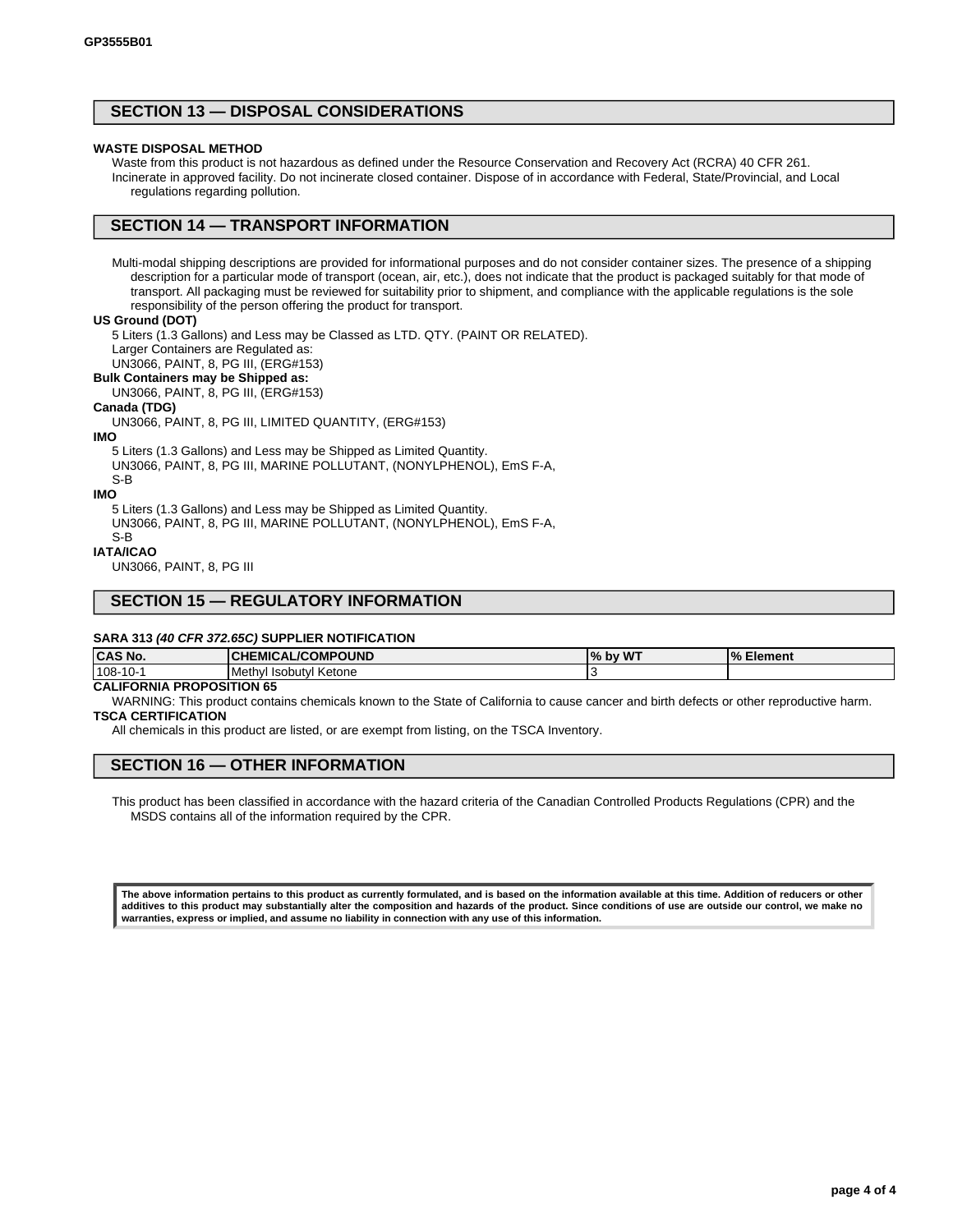## SECTION 13 — DISPOSAL CONSIDERATIONS

**WASTE DISPOSAL METHOD**

Waste from this product is not hazardous as defined under the Resource Conservation and Recovery Act (RCRA) 40 CFR 261.
Incinerate in approved facility. Do not incinerate closed container. Dispose of in accordance with Federal, State/Provincial, and Local regulations regarding pollution.

## SECTION 14 — TRANSPORT INFORMATION

Multi-modal shipping descriptions are provided for informational purposes and do not consider container sizes. The presence of a shipping description for a particular mode of transport (ocean, air, etc.), does not indicate that the product is packaged suitably for that mode of transport. All packaging must be reviewed for suitability prior to shipment, and compliance with the applicable regulations is the sole responsibility of the person offering the product for transport.

**US Ground (DOT)**

5 Liters (1.3 Gallons) and Less may be Classed as LTD. QTY. (PAINT OR RELATED).
Larger Containers are Regulated as:
UN3066, PAINT, 8, PG III, (ERG#153)

**Bulk Containers may be Shipped as:**

UN3066, PAINT, 8, PG III, (ERG#153)

**Canada (TDG)**

UN3066, PAINT, 8, PG III, LIMITED QUANTITY, (ERG#153)

**IMO**

5 Liters (1.3 Gallons) and Less may be Shipped as Limited Quantity.
UN3066, PAINT, 8, PG III, MARINE POLLUTANT, (NONYLPHENOL), EmS F-A, S-B

**IMO**

5 Liters (1.3 Gallons) and Less may be Shipped as Limited Quantity.
UN3066, PAINT, 8, PG III, MARINE POLLUTANT, (NONYLPHENOL), EmS F-A, S-B

**IATA/ICAO**

UN3066, PAINT, 8, PG III

## SECTION 15 — REGULATORY INFORMATION

**SARA 313 *(40 CFR 372.65C)* SUPPLIER NOTIFICATION**

| CAS No. | CHEMICAL/COMPOUND | % by WT | % Element |
|---|---|---|---|
| 108-10-1 | Methyl Isobutyl Ketone | 3 | |

**CALIFORNIA PROPOSITION 65**

WARNING: This product contains chemicals known to the State of California to cause cancer and birth defects or other reproductive harm.

**TSCA CERTIFICATION**

All chemicals in this product are listed, or are exempt from listing, on the TSCA Inventory.

## SECTION 16 — OTHER INFORMATION

This product has been classified in accordance with the hazard criteria of the Canadian Controlled Products Regulations (CPR) and the MSDS contains all of the information required by the CPR.

**The above information pertains to this product as currently formulated, and is based on the information available at this time. Addition of reducers or other additives to this product may substantially alter the composition and hazards of the product. Since conditions of use are outside our control, we make no warranties, express or implied, and assume no liability in connection with any use of this information.**